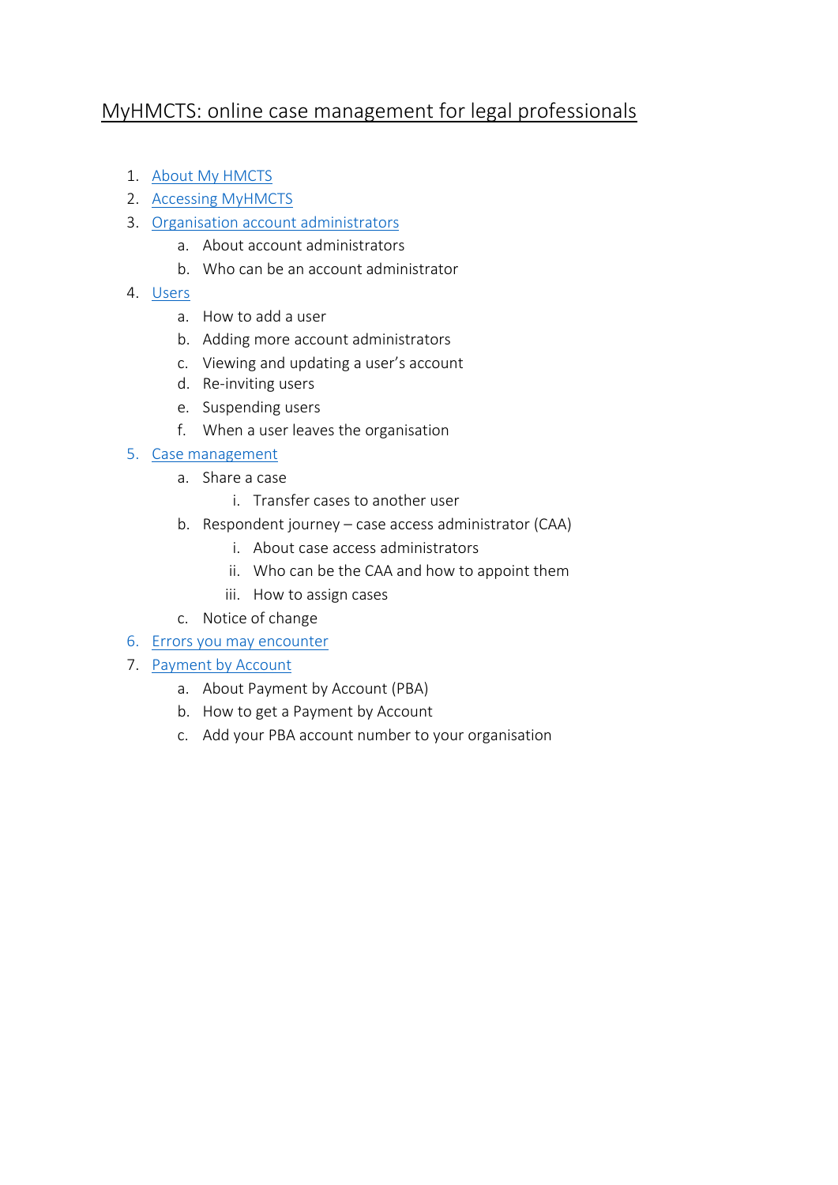# MyHMCTS: online case management for legal professionals

1. About My HMCTS
2. Accessing MyHMCTS
3. Organisation account administrators
    a. About account administrators
    b. Who can be an account administrator
4. Users
    a. How to add a user
    b. Adding more account administrators
    c. Viewing and updating a user's account
    d. Re-inviting users
    e. Suspending users
    f. When a user leaves the organisation
5. Case management
    a. Share a case
        i. Transfer cases to another user
    b. Respondent journey – case access administrator (CAA)
        i. About case access administrators
        ii. Who can be the CAA and how to appoint them
        iii. How to assign cases
    c. Notice of change
6. Errors you may encounter
7. Payment by Account
    a. About Payment by Account (PBA)
    b. How to get a Payment by Account
    c. Add your PBA account number to your organisation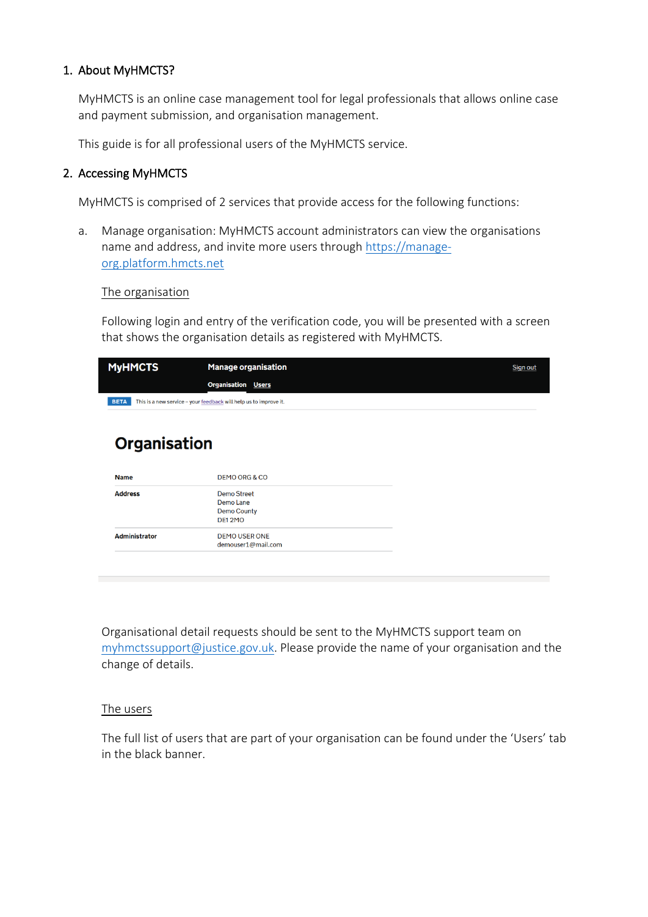## 1. About MyHMCTS?

MyHMCTS is an online case management tool for legal professionals that allows online case and payment submission, and organisation management.

This guide is for all professional users of the MyHMCTS service.

## 2. Accessing MyHMCTS

MyHMCTS is comprised of 2 services that provide access for the following functions:

a. Manage organisation: MyHMCTS account administrators can view the organisations name and address, and invite more users through https://manage-org.platform.hmcts.net

The organisation

Following login and entry of the verification code, you will be presented with a screen that shows the organisation details as registered with MyHMCTS.

MyHMCTS | Manage organisation | Sign out

Organisation | Users

BETA This is a new service – your feedback will help us to improve it.

# Organisation

| Name | DEMO ORG & CO |
|---|---|
| Address | Demo Street<br>Demo Lane<br>Demo County<br>DE1 2MO |
| Administrator | DEMO USER ONE<br>demouser1@mail.com |

Organisational detail requests should be sent to the MyHMCTS support team on myhmctssupport@justice.gov.uk. Please provide the name of your organisation and the change of details.

The users

The full list of users that are part of your organisation can be found under the 'Users' tab in the black banner.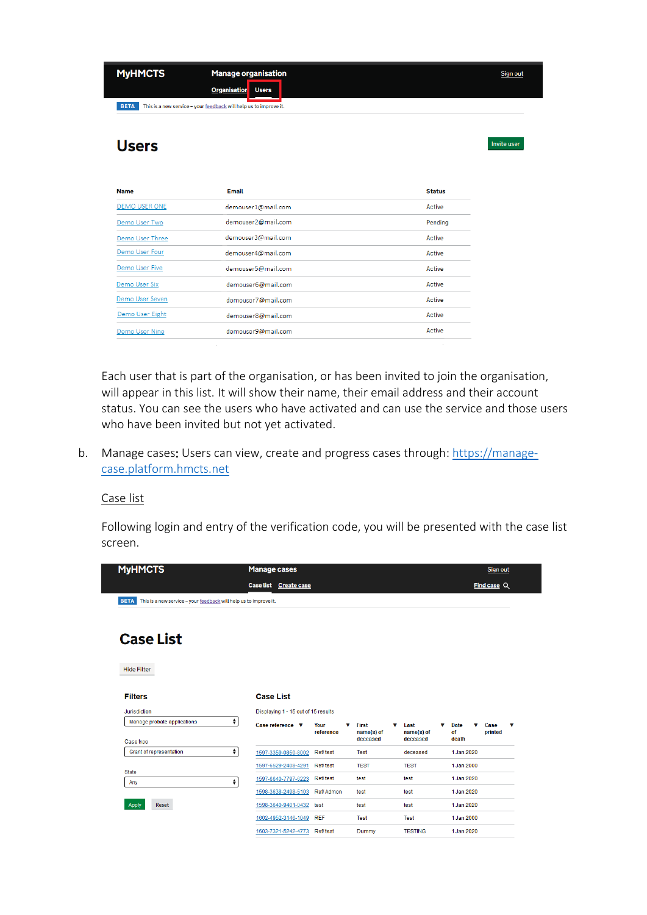MyHMCTS | Manage organisation | Sign out

Organisation | Users

BETA This is a new service – your feedback will help us to improve it.

# Users

Invite user

| Name | Email | Status |
|---|---|---|
| DEMO USER ONE | demouser1@mail.com | Active |
| Demo User Two | demouser2@mail.com | Pending |
| Demo User Three | demouser3@mail.com | Active |
| Demo User Four | demouser4@mail.com | Active |
| Demo User Five | demouser5@mail.com | Active |
| Demo User Six | demouser6@mail.com | Active |
| Demo User Seven | demouser7@mail.com | Active |
| Demo User Eight | demouser8@mail.com | Active |
| Demo User Nine | demouser9@mail.com | Active |

Each user that is part of the organisation, or has been invited to join the organisation, will appear in this list. It will show their name, their email address and their account status. You can see the users who have activated and can use the service and those users who have been invited but not yet activated.

b. Manage cases: Users can view, create and progress cases through: https://manage-case.platform.hmcts.net

Case list

Following login and entry of the verification code, you will be presented with the case list screen.

MyHMCTS | Manage cases | Sign out

Case list | Create case | Find case

BETA This is a new service – your feedback will help us to improve it.

# Case List

Hide Filter

**Filters**

Jurisdiction: Manage probate applications

Case type: Grant of representation

State: Any

Apply | Reset

**Case List**

Displaying 1 - 15 out of 15 results

| Case reference | Your reference | First name(s) of deceased | Last name(s) of deceased | Date of death | Case printed |
|---|---|---|---|---|---|
| 1597-3359-0850-8002 | Ref test | Test | deceased | 1 Jan 2020 | |
| 1597-6529-2408-4291 | Ref test | TEST | TEST | 1 Jan 2000 | |
| 1597-6840-7797-6223 | Ref test | test | test | 1 Jan 2020 | |
| 1598-3638-2498-5103 | Ref Admon | test | test | 1 Jan 2020 | |
| 1598-3640-9401-0432 | test | test | test | 1 Jan 2020 | |
| 1602-4952-3146-1049 | REF | Test | Test | 1 Jan 2000 | |
| 1603-7321-5242-4773 | Ref test | Dummy | TESTING | 1 Jan 2020 | |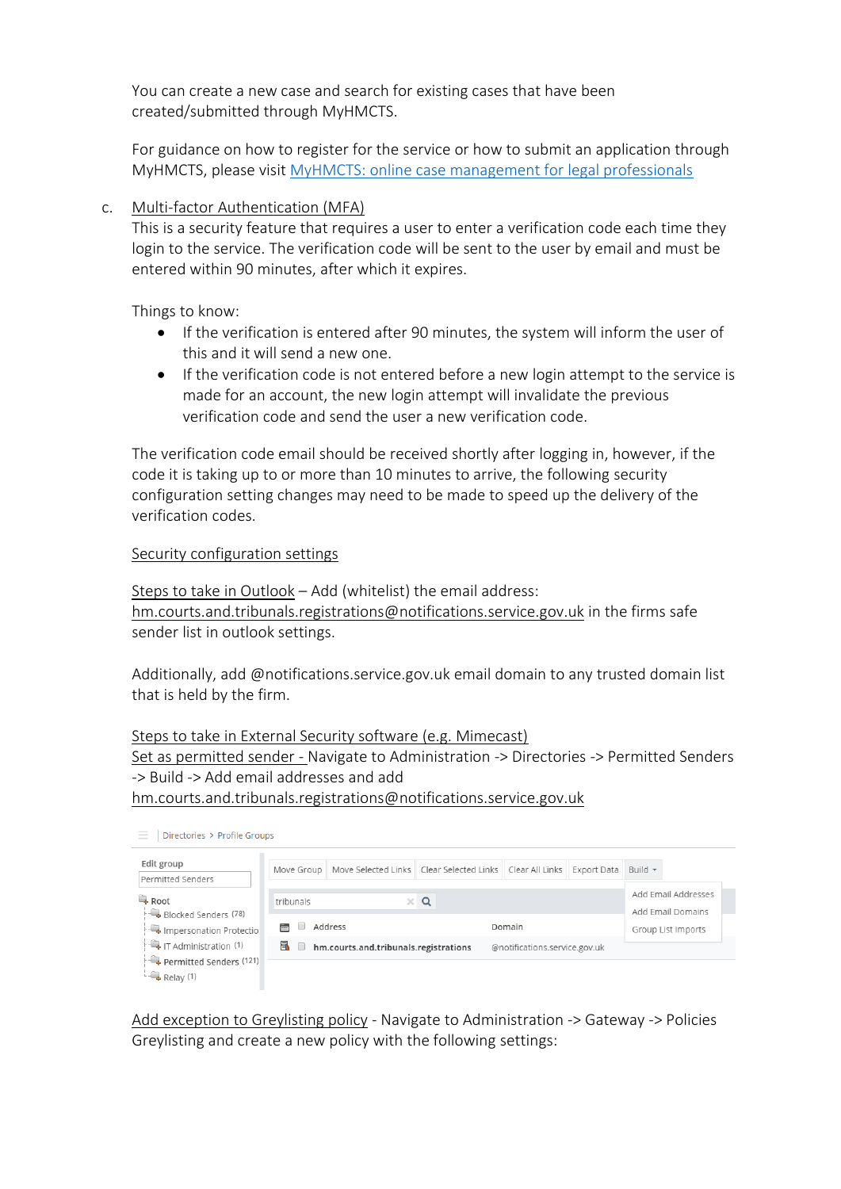You can create a new case and search for existing cases that have been created/submitted through MyHMCTS.

For guidance on how to register for the service or how to submit an application through MyHMCTS, please visit [MyHMCTS: online case management for legal professionals]()

c. <u>Multi-factor Authentication (MFA)</u>
This is a security feature that requires a user to enter a verification code each time they login to the service. The verification code will be sent to the user by email and must be entered within 90 minutes, after which it expires.

Things to know:

- If the verification is entered after 90 minutes, the system will inform the user of this and it will send a new one.
- If the verification code is not entered before a new login attempt to the service is made for an account, the new login attempt will invalidate the previous verification code and send the user a new verification code.

The verification code email should be received shortly after logging in, however, if the code it is taking up to or more than 10 minutes to arrive, the following security configuration setting changes may need to be made to speed up the delivery of the verification codes.

<u>Security configuration settings</u>

<u>Steps to take in Outlook</u> – Add (whitelist) the email address: <u>hm.courts.and.tribunals.registrations@notifications.service.gov.uk</u> in the firms safe sender list in outlook settings.

Additionally, add @notifications.service.gov.uk email domain to any trusted domain list that is held by the firm.

<u>Steps to take in External Security software (e.g. Mimecast)</u>
<u>Set as permitted sender -</u> Navigate to Administration -> Directories -> Permitted Senders -> Build -> Add email addresses and add <u>hm.courts.and.tribunals.registrations@notifications.service.gov.uk</u>

<u>Add exception to Greylisting policy</u> - Navigate to Administration -> Gateway -> Policies Greylisting and create a new policy with the following settings: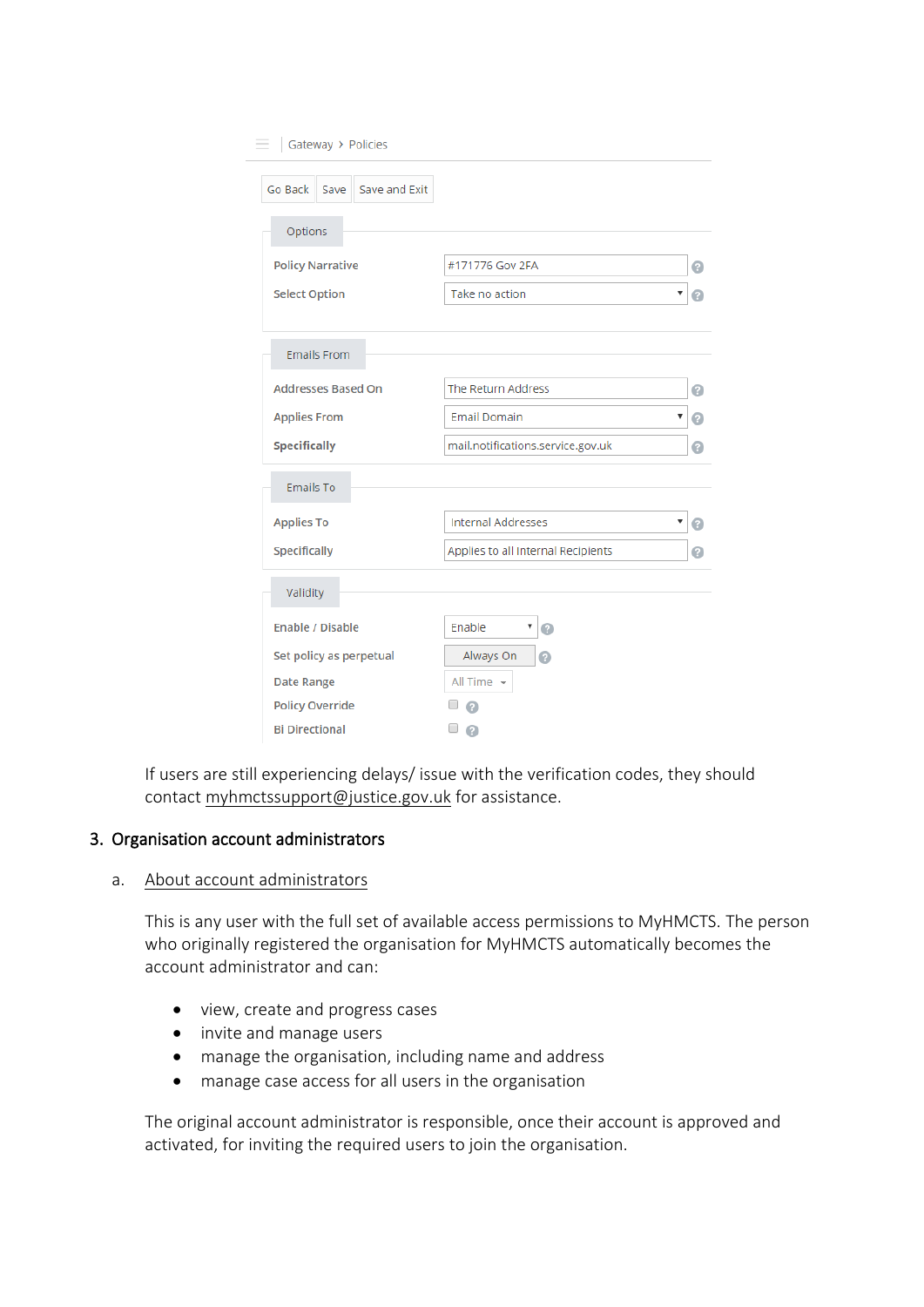Gateway › Policies

Go Back | Save | Save and Exit

**Options**

| | |
|---|---|
| Policy Narrative | #171776 Gov 2FA |
| Select Option | Take no action |

**Emails From**

| | |
|---|---|
| Addresses Based On | The Return Address |
| Applies From | Email Domain |
| Specifically | mail.notifications.service.gov.uk |

**Emails To**

| | |
|---|---|
| Applies To | Internal Addresses |
| Specifically | Applies to all Internal Recipients |

**Validity**

| | |
|---|---|
| Enable / Disable | Enable |
| Set policy as perpetual | Always On |
| Date Range | All Time |
| Policy Override | ☐ |
| Bi Directional | ☐ |

If users are still experiencing delays/ issue with the verification codes, they should contact myhmctssupport@justice.gov.uk for assistance.

## 3. Organisation account administrators

### a. About account administrators

This is any user with the full set of available access permissions to MyHMCTS. The person who originally registered the organisation for MyHMCTS automatically becomes the account administrator and can:

- view, create and progress cases
- invite and manage users
- manage the organisation, including name and address
- manage case access for all users in the organisation

The original account administrator is responsible, once their account is approved and activated, for inviting the required users to join the organisation.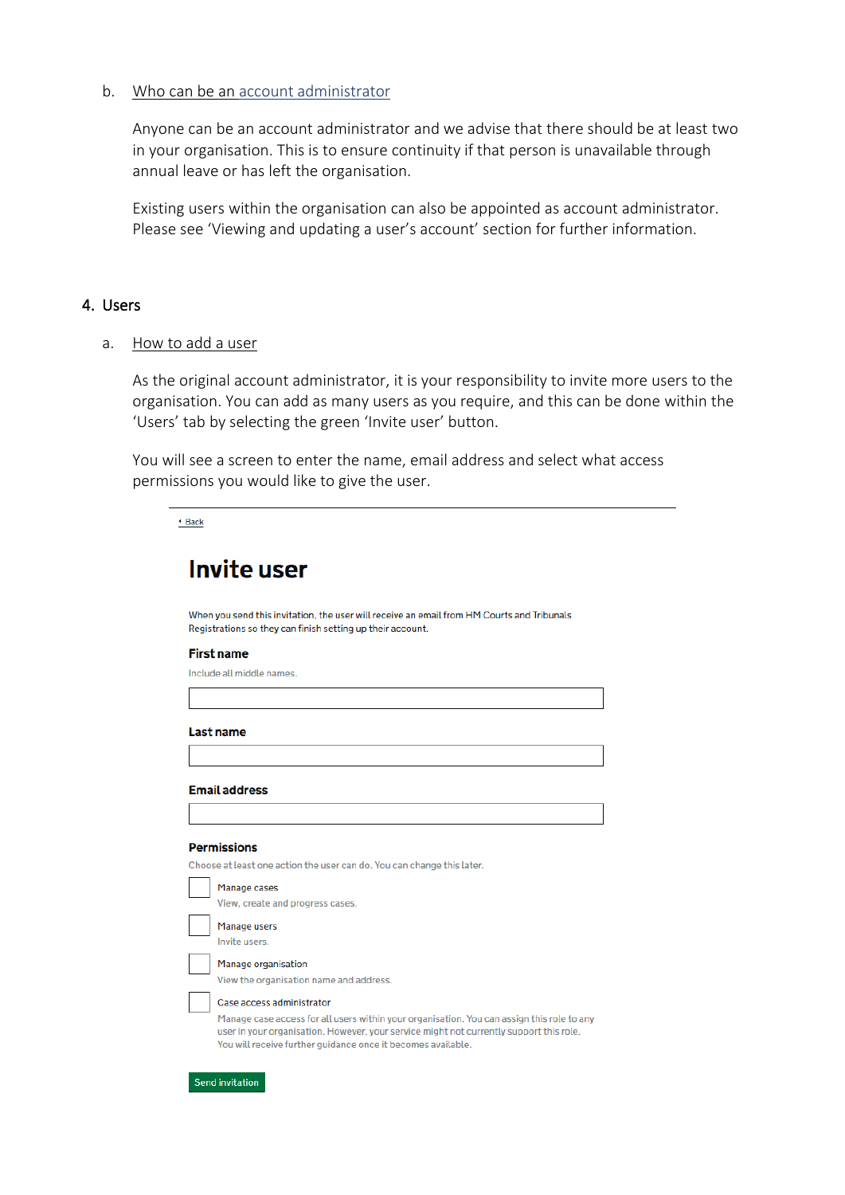b. Who can be an account administrator

Anyone can be an account administrator and we advise that there should be at least two in your organisation. This is to ensure continuity if that person is unavailable through annual leave or has left the organisation.

Existing users within the organisation can also be appointed as account administrator. Please see 'Viewing and updating a user's account' section for further information.

## 4. Users

a. How to add a user

As the original account administrator, it is your responsibility to invite more users to the organisation. You can add as many users as you require, and this can be done within the 'Users' tab by selecting the green 'Invite user' button.

You will see a screen to enter the name, email address and select what access permissions you would like to give the user.

---

‹ Back

# Invite user

When you send this invitation, the user will receive an email from HM Courts and Tribunals Registrations so they can finish setting up their account.

**First name**

Include all middle names.

**Last name**

**Email address**

**Permissions**

Choose at least one action the user can do. You can change this later.

- [ ] Manage cases
  View, create and progress cases.
- [ ] Manage users
  Invite users.
- [ ] Manage organisation
  View the organisation name and address.
- [ ] Case access administrator
  Manage case access for all users within your organisation. You can assign this role to any user in your organisation. However, your service might not currently support this role. You will receive further guidance once it becomes available.

Send invitation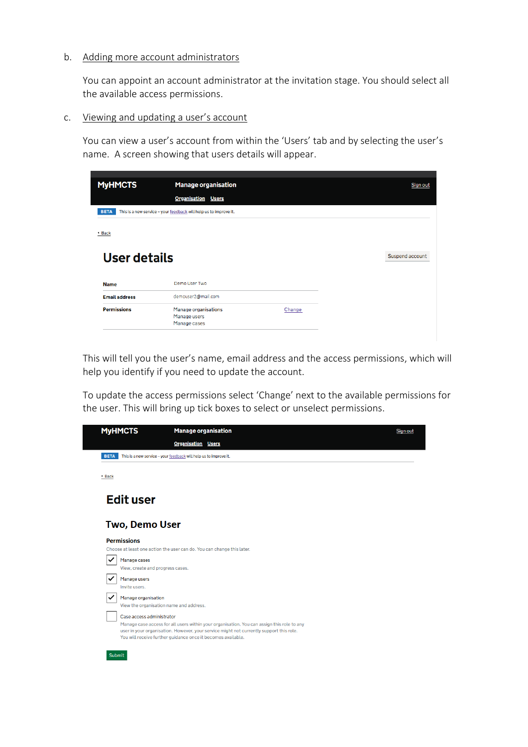b. Adding more account administrators

You can appoint an account administrator at the invitation stage. You should select all the available access permissions.

c. Viewing and updating a user's account

You can view a user's account from within the 'Users' tab and by selecting the user's name. A screen showing that users details will appear.

MyHMCTS | Manage organisation | Sign out

Organisation Users

BETA This is a new service – your feedback will help us to improve it.

Back

# User details

Suspend account

| | | |
|---|---|---|
| **Name** | Demo User Two | |
| **Email address** | demouser2@mail.com | |
| **Permissions** | Manage organisations<br>Manage users<br>Manage cases | Change |

This will tell you the user's name, email address and the access permissions, which will help you identify if you need to update the account.

To update the access permissions select 'Change' next to the available permissions for the user. This will bring up tick boxes to select or unselect permissions.

MyHMCTS | Manage organisation | Sign out

Organisation Users

BETA This is a new service – your feedback will help us to improve it.

Back

# Edit user

## Two, Demo User

**Permissions**

Choose at least one action the user can do. You can change this later.

- [x] Manage cases
  View, create and progress cases.
- [x] Manage users
  Invite users.
- [x] Manage organisation
  View the organisation name and address.
- [ ] Case access administrator
  Manage case access for all users within your organisation. You can assign this role to any user in your organisation. However, your service might not currently support this role. You will receive further guidance once it becomes available.

Submit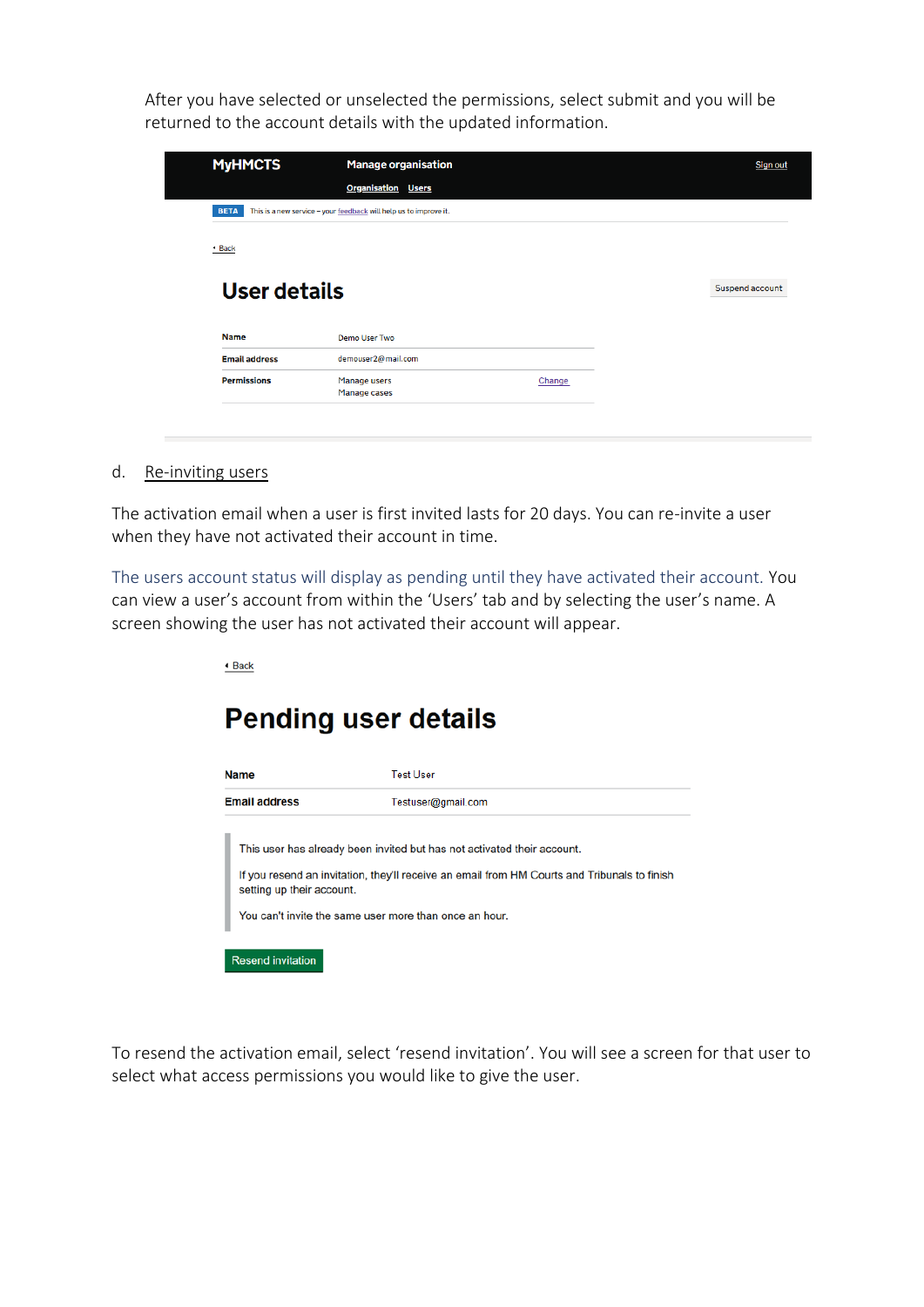After you have selected or unselected the permissions, select submit and you will be returned to the account details with the updated information.

MyHMCTS Manage organisation Sign out

Organisation Users

BETA This is a new service – your feedback will help us to improve it.

Back

## User details

Suspend account

| Name | Demo User Two | |
|---|---|---|
| Email address | demouser2@mail.com | |
| Permissions | Manage users<br>Manage cases | Change |

d. Re-inviting users

The activation email when a user is first invited lasts for 20 days. You can re-invite a user when they have not activated their account in time.

The users account status will display as pending until they have activated their account. You can view a user's account from within the 'Users' tab and by selecting the user's name. A screen showing the user has not activated their account will appear.

Back

## Pending user details

| Name | Test User |
|---|---|
| Email address | Testuser@gmail.com |

This user has already been invited but has not activated their account.

If you resend an invitation, they'll receive an email from HM Courts and Tribunals to finish setting up their account.

You can't invite the same user more than once an hour.

Resend invitation

To resend the activation email, select 'resend invitation'. You will see a screen for that user to select what access permissions you would like to give the user.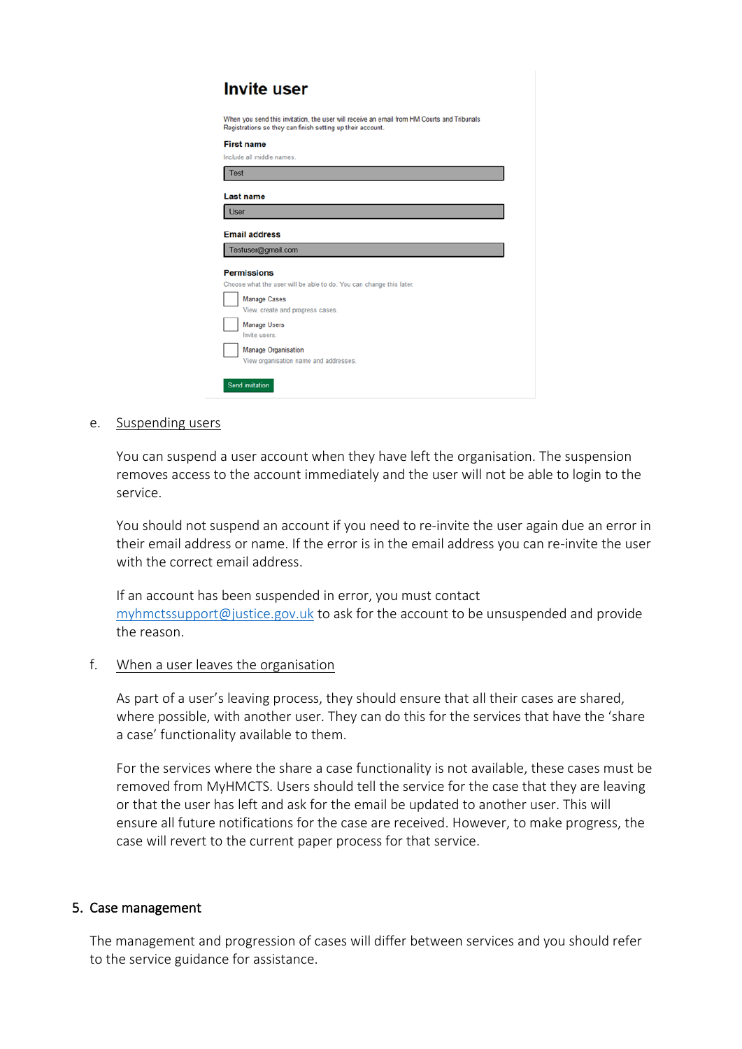**Invite user**

When you send this invitation, the user will receive an email from HM Courts and Tribunals Registrations so they can finish setting up their account.

**First name**

Include all middle names.

Test

**Last name**

User

**Email address**

Testuser@gmail.com

**Permissions**

Choose what the user will be able to do. You can change this later.

- Manage Cases – View, create and progress cases.
- Manage Users – Invite users.
- Manage Organisation – View organisation name and addresses.

Send invitation

e. <u>Suspending users</u>

You can suspend a user account when they have left the organisation. The suspension removes access to the account immediately and the user will not be able to login to the service.

You should not suspend an account if you need to re-invite the user again due an error in their email address or name. If the error is in the email address you can re-invite the user with the correct email address.

If an account has been suspended in error, you must contact myhmctssupport@justice.gov.uk to ask for the account to be unsuspended and provide the reason.

f. <u>When a user leaves the organisation</u>

As part of a user's leaving process, they should ensure that all their cases are shared, where possible, with another user. They can do this for the services that have the 'share a case' functionality available to them.

For the services where the share a case functionality is not available, these cases must be removed from MyHMCTS. Users should tell the service for the case that they are leaving or that the user has left and ask for the email be updated to another user. This will ensure all future notifications for the case are received. However, to make progress, the case will revert to the current paper process for that service.

## 5. Case management

The management and progression of cases will differ between services and you should refer to the service guidance for assistance.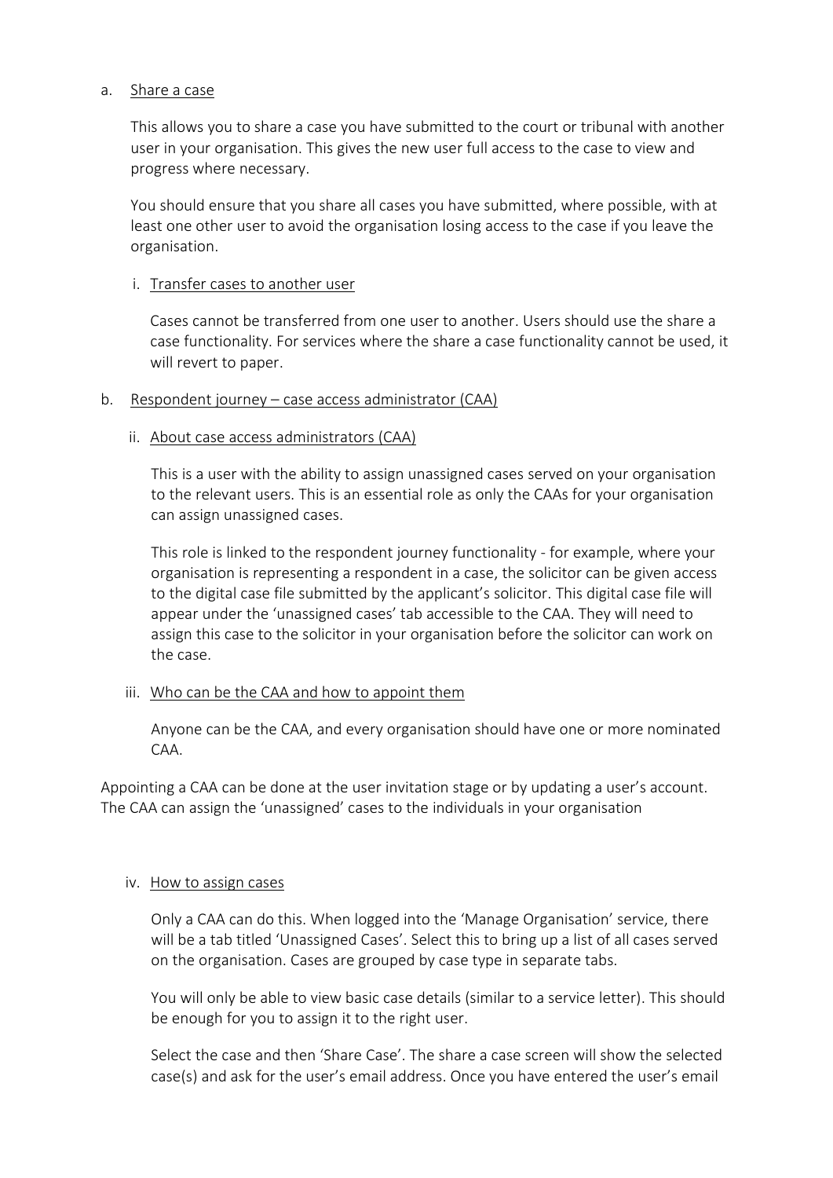a. Share a case

This allows you to share a case you have submitted to the court or tribunal with another user in your organisation. This gives the new user full access to the case to view and progress where necessary.

You should ensure that you share all cases you have submitted, where possible, with at least one other user to avoid the organisation losing access to the case if you leave the organisation.

i. Transfer cases to another user

Cases cannot be transferred from one user to another. Users should use the share a case functionality. For services where the share a case functionality cannot be used, it will revert to paper.

b. Respondent journey – case access administrator (CAA)

ii. About case access administrators (CAA)

This is a user with the ability to assign unassigned cases served on your organisation to the relevant users. This is an essential role as only the CAAs for your organisation can assign unassigned cases.

This role is linked to the respondent journey functionality - for example, where your organisation is representing a respondent in a case, the solicitor can be given access to the digital case file submitted by the applicant's solicitor. This digital case file will appear under the 'unassigned cases' tab accessible to the CAA. They will need to assign this case to the solicitor in your organisation before the solicitor can work on the case.

iii. Who can be the CAA and how to appoint them

Anyone can be the CAA, and every organisation should have one or more nominated CAA.

Appointing a CAA can be done at the user invitation stage or by updating a user's account. The CAA can assign the 'unassigned' cases to the individuals in your organisation

iv. How to assign cases

Only a CAA can do this. When logged into the 'Manage Organisation' service, there will be a tab titled 'Unassigned Cases'. Select this to bring up a list of all cases served on the organisation. Cases are grouped by case type in separate tabs.

You will only be able to view basic case details (similar to a service letter). This should be enough for you to assign it to the right user.

Select the case and then 'Share Case'. The share a case screen will show the selected case(s) and ask for the user's email address. Once you have entered the user's email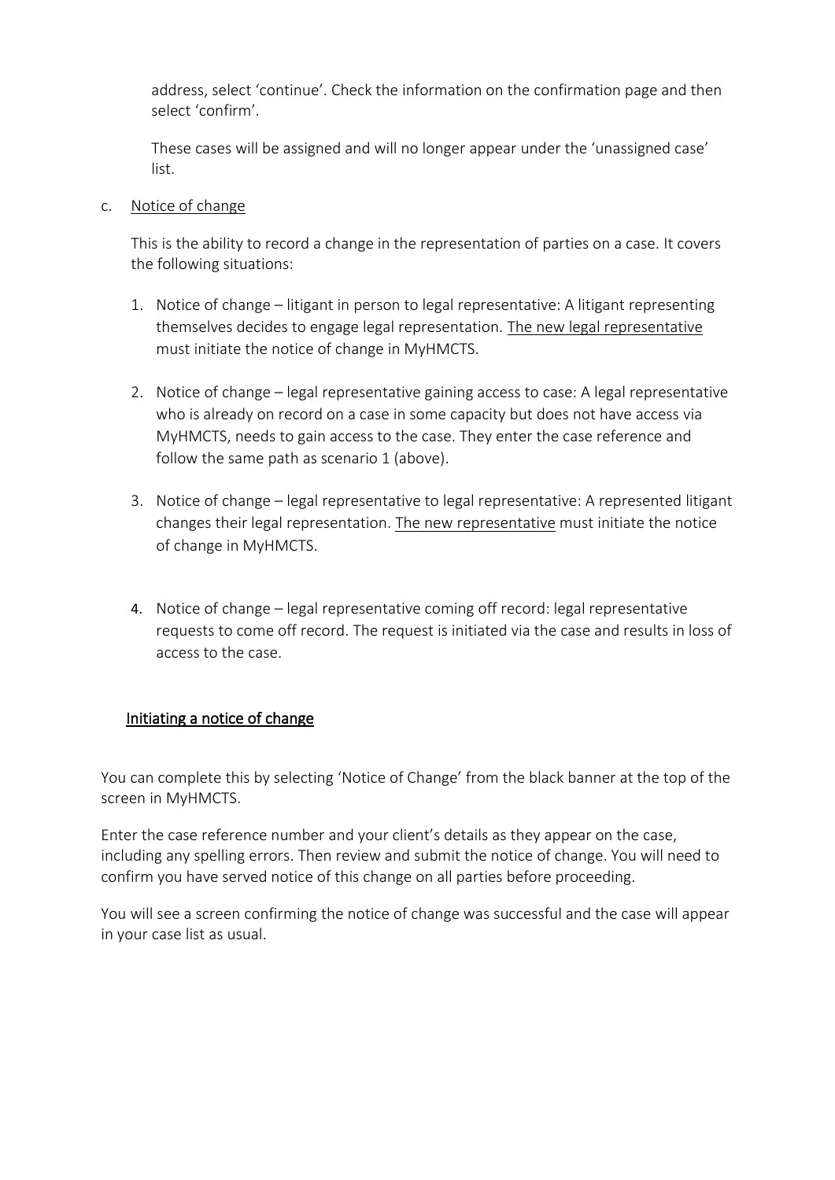address, select 'continue'. Check the information on the confirmation page and then select 'confirm'.

These cases will be assigned and will no longer appear under the 'unassigned case' list.

c. Notice of change

This is the ability to record a change in the representation of parties on a case. It covers the following situations:

1. Notice of change – litigant in person to legal representative: A litigant representing themselves decides to engage legal representation. The new legal representative must initiate the notice of change in MyHMCTS.

2. Notice of change – legal representative gaining access to case: A legal representative who is already on record on a case in some capacity but does not have access via MyHMCTS, needs to gain access to the case. They enter the case reference and follow the same path as scenario 1 (above).

3. Notice of change – legal representative to legal representative: A represented litigant changes their legal representation. The new representative must initiate the notice of change in MyHMCTS.

4. Notice of change – legal representative coming off record: legal representative requests to come off record. The request is initiated via the case and results in loss of access to the case.

### Initiating a notice of change

You can complete this by selecting 'Notice of Change' from the black banner at the top of the screen in MyHMCTS.

Enter the case reference number and your client's details as they appear on the case, including any spelling errors. Then review and submit the notice of change. You will need to confirm you have served notice of this change on all parties before proceeding.

You will see a screen confirming the notice of change was successful and the case will appear in your case list as usual.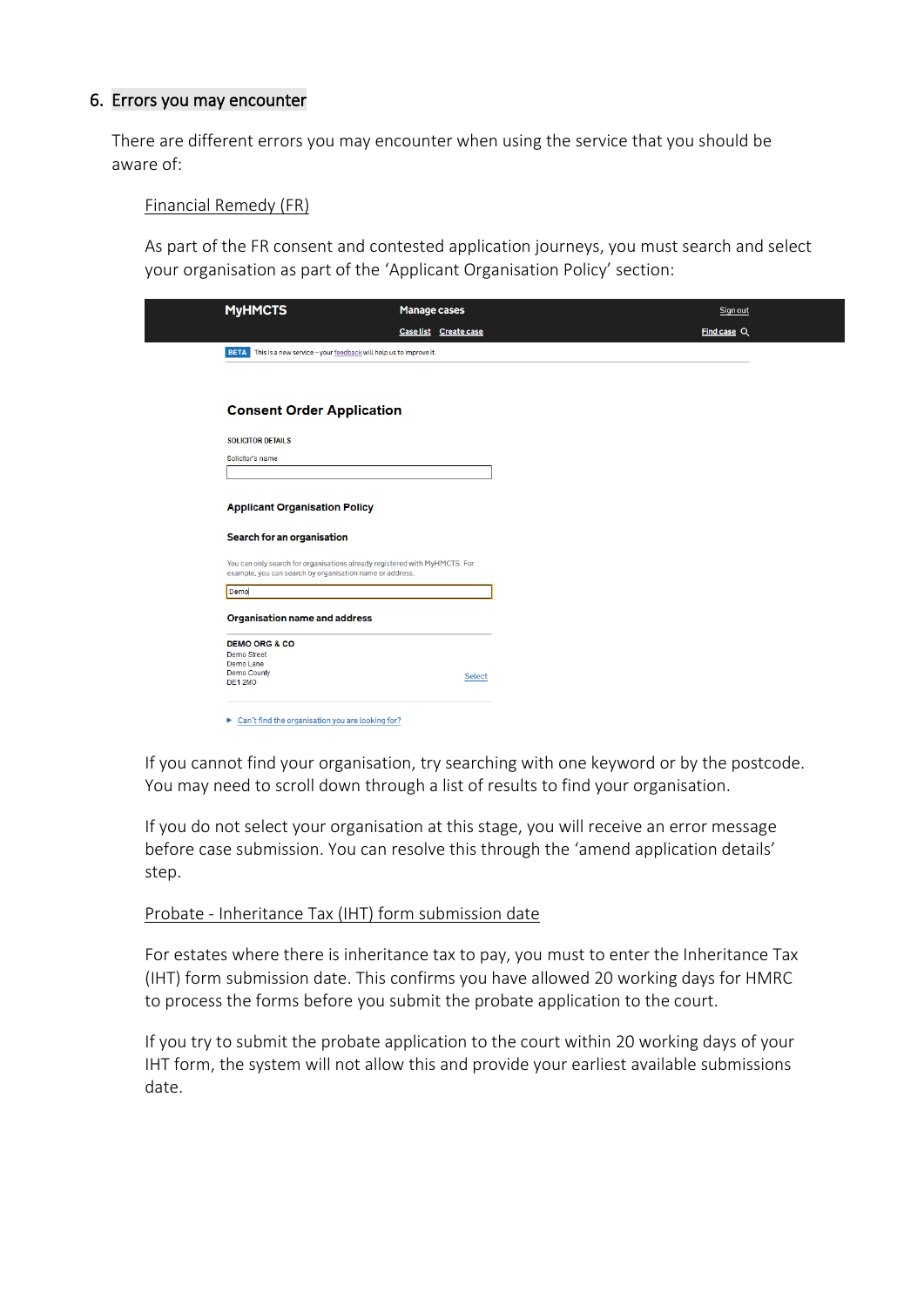## 6. Errors you may encounter

There are different errors you may encounter when using the service that you should be aware of:

### Financial Remedy (FR)

As part of the FR consent and contested application journeys, you must search and select your organisation as part of the 'Applicant Organisation Policy' section:

MyHMCTS | Manage cases | Sign out

Case list | Create case | Find case

BETA This is a new service – your feedback will help us to improve it.

**Consent Order Application**

SOLICITOR DETAILS

Solicitor's name

**Applicant Organisation Policy**

**Search for an organisation**

You can only search for organisations already registered with MyHMCTS. For example, you can search by organisation name or address.

Demo

**Organisation name and address**

DEMO ORG & CO
Demo Street
Demo Lane
Demo County
DE1 2MO

Select

Can't find the organisation you are looking for?

If you cannot find your organisation, try searching with one keyword or by the postcode. You may need to scroll down through a list of results to find your organisation.

If you do not select your organisation at this stage, you will receive an error message before case submission. You can resolve this through the 'amend application details' step.

### Probate - Inheritance Tax (IHT) form submission date

For estates where there is inheritance tax to pay, you must to enter the Inheritance Tax (IHT) form submission date. This confirms you have allowed 20 working days for HMRC to process the forms before you submit the probate application to the court.

If you try to submit the probate application to the court within 20 working days of your IHT form, the system will not allow this and provide your earliest available submissions date.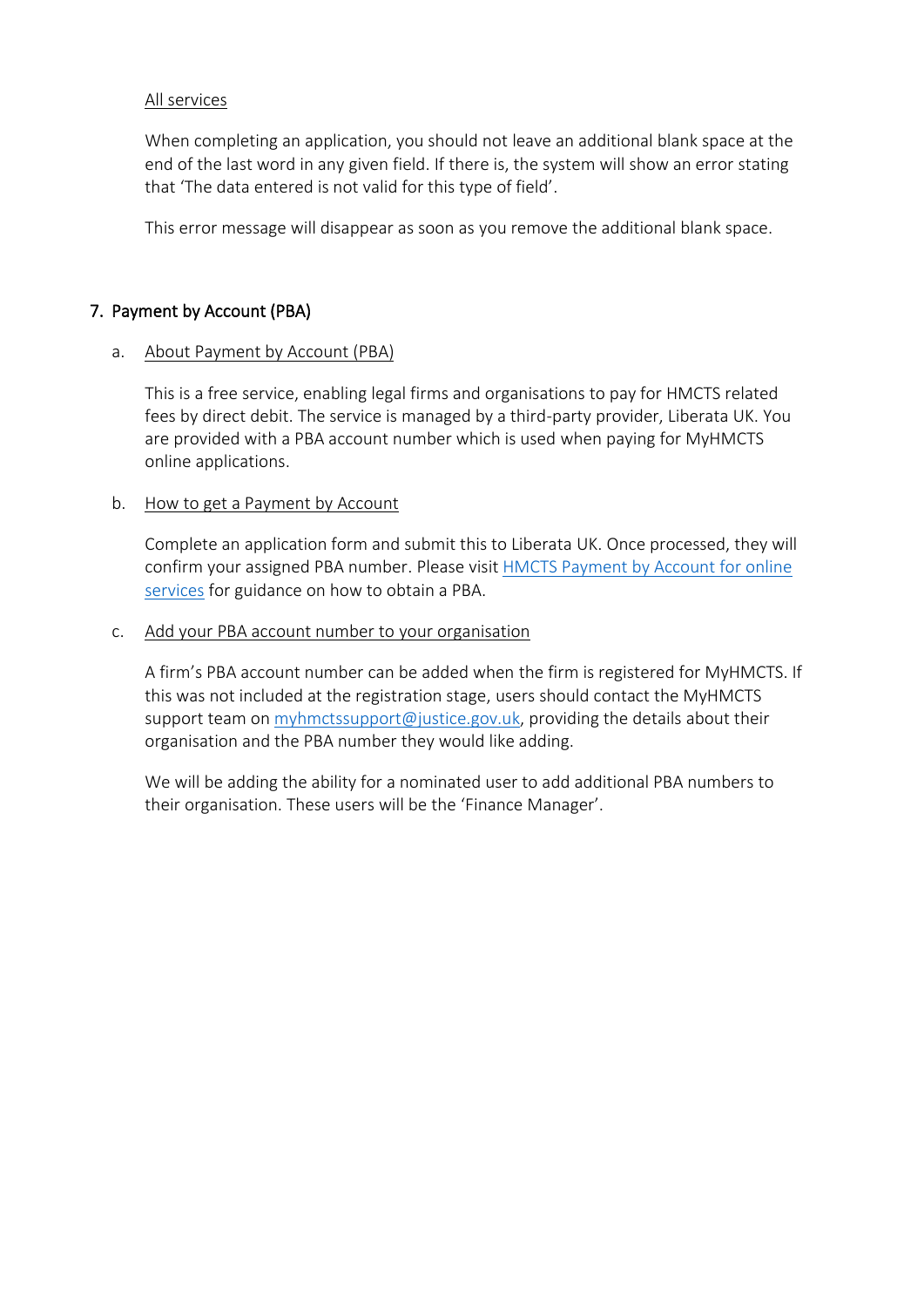All services

When completing an application, you should not leave an additional blank space at the end of the last word in any given field. If there is, the system will show an error stating that 'The data entered is not valid for this type of field'.

This error message will disappear as soon as you remove the additional blank space.

## 7. Payment by Account (PBA)

a. About Payment by Account (PBA)

This is a free service, enabling legal firms and organisations to pay for HMCTS related fees by direct debit. The service is managed by a third-party provider, Liberata UK. You are provided with a PBA account number which is used when paying for MyHMCTS online applications.

b. How to get a Payment by Account

Complete an application form and submit this to Liberata UK. Once processed, they will confirm your assigned PBA number. Please visit HMCTS Payment by Account for online services for guidance on how to obtain a PBA.

c. Add your PBA account number to your organisation

A firm's PBA account number can be added when the firm is registered for MyHMCTS. If this was not included at the registration stage, users should contact the MyHMCTS support team on myhmctssupport@justice.gov.uk, providing the details about their organisation and the PBA number they would like adding.

We will be adding the ability for a nominated user to add additional PBA numbers to their organisation. These users will be the 'Finance Manager'.